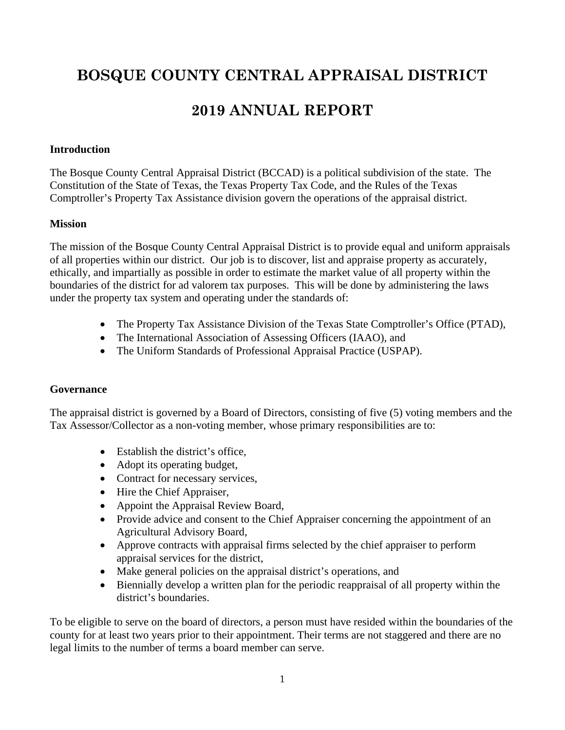# BOSQUE COUNTY CENTRAL APPRAISAL DISTRICT

# 2019 ANNUAL REPORT

**Introduction**

The Bosque County Central Appraisal District (BCCAD) is a political subdivision of the state. The Constitution of the State of Texas, the Texas Property Tax Code, and the Rules of the Texas Comptroller's Property Tax Assistance division govern the operations of the appraisal district.

**Mission**

The mission of the Bosque County Central Appraisal District is to provide equal and uniform appraisals of all properties within our district. Our job is to discover, list and appraise property as accurately, ethically, and impartially as possible in order to estimate the market value of all property within the boundaries of the district for ad valorem tax purposes. This will be done by administering the laws under the property tax system and operating under the standards of:

- The Property Tax Assistance Division of the Texas State Comptroller's Office (PTAD),
- The International Association of Assessing Officers (IAAO), and
- The Uniform Standards of Professional Appraisal Practice (USPAP).

**Governance**

The appraisal district is governed by a Board of Directors, consisting of five (5) voting members and the Tax Assessor/Collector as a non-voting member, whose primary responsibilities are to:

- Establish the district's office,
- Adopt its operating budget,
- Contract for necessary services,
- Hire the Chief Appraiser,
- Appoint the Appraisal Review Board,
- Provide advice and consent to the Chief Appraiser concerning the appointment of an Agricultural Advisory Board,
- Approve contracts with appraisal firms selected by the chief appraiser to perform appraisal services for the district,
- Make general policies on the appraisal district's operations, and
- Biennially develop a written plan for the periodic reappraisal of all property within the district's boundaries.

To be eligible to serve on the board of directors, a person must have resided within the boundaries of the county for at least two years prior to their appointment. Their terms are not staggered and there are no legal limits to the number of terms a board member can serve.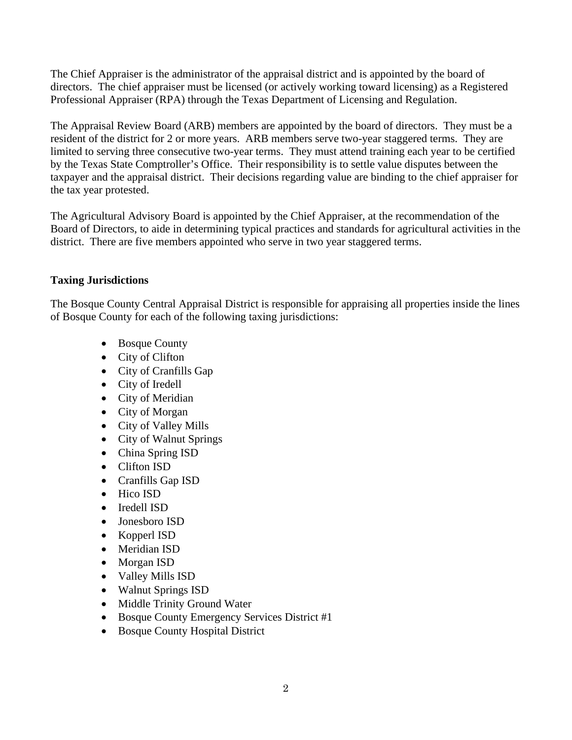The Chief Appraiser is the administrator of the appraisal district and is appointed by the board of directors. The chief appraiser must be licensed (or actively working toward licensing) as a Registered Professional Appraiser (RPA) through the Texas Department of Licensing and Regulation.

The Appraisal Review Board (ARB) members are appointed by the board of directors. They must be a resident of the district for 2 or more years. ARB members serve two-year staggered terms. They are limited to serving three consecutive two-year terms. They must attend training each year to be certified by the Texas State Comptroller's Office. Their responsibility is to settle value disputes between the taxpayer and the appraisal district. Their decisions regarding value are binding to the chief appraiser for the tax year protested.

The Agricultural Advisory Board is appointed by the Chief Appraiser, at the recommendation of the Board of Directors, to aide in determining typical practices and standards for agricultural activities in the district. There are five members appointed who serve in two year staggered terms.

**Taxing Jurisdictions**

The Bosque County Central Appraisal District is responsible for appraising all properties inside the lines of Bosque County for each of the following taxing jurisdictions:

- Bosque County
- City of Clifton
- City of Cranfills Gap
- City of Iredell
- City of Meridian
- City of Morgan
- City of Valley Mills
- City of Walnut Springs
- China Spring ISD
- Clifton ISD
- Cranfills Gap ISD
- Hico ISD
- Iredell ISD
- Jonesboro ISD
- Kopperl ISD
- Meridian ISD
- Morgan ISD
- Valley Mills ISD
- Walnut Springs ISD
- Middle Trinity Ground Water
- Bosque County Emergency Services District #1
- Bosque County Hospital District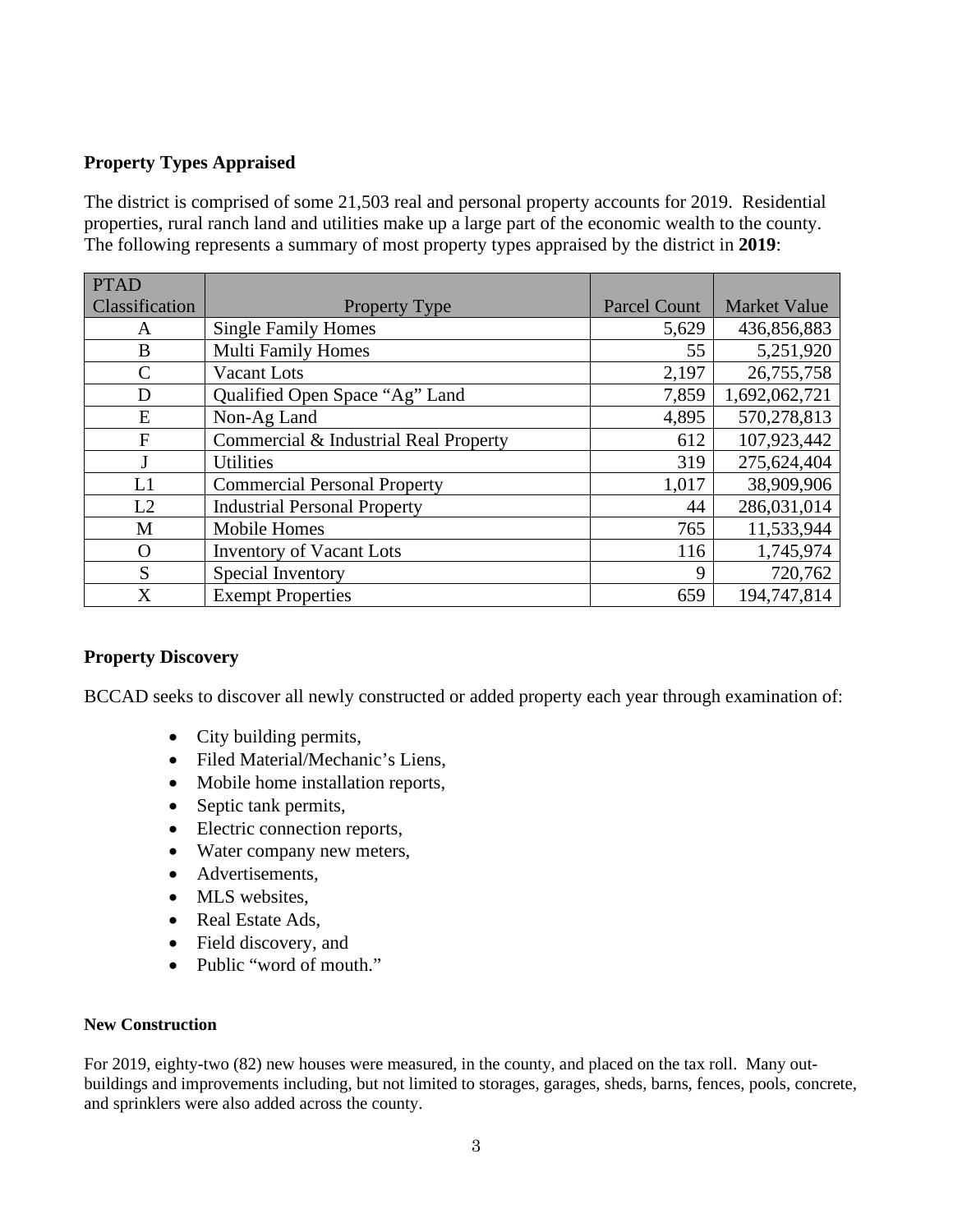**Property Types Appraised**

The district is comprised of some 21,503 real and personal property accounts for 2019. Residential properties, rural ranch land and utilities make up a large part of the economic wealth to the county. The following represents a summary of most property types appraised by the district in **2019**:

| PTAD Classification | Property Type | Parcel Count | Market Value |
|---|---|---|---|
| A | Single Family Homes | 5,629 | 436,856,883 |
| B | Multi Family Homes | 55 | 5,251,920 |
| C | Vacant Lots | 2,197 | 26,755,758 |
| D | Qualified Open Space "Ag" Land | 7,859 | 1,692,062,721 |
| E | Non-Ag Land | 4,895 | 570,278,813 |
| F | Commercial & Industrial Real Property | 612 | 107,923,442 |
| J | Utilities | 319 | 275,624,404 |
| L1 | Commercial Personal Property | 1,017 | 38,909,906 |
| L2 | Industrial Personal Property | 44 | 286,031,014 |
| M | Mobile Homes | 765 | 11,533,944 |
| O | Inventory of Vacant Lots | 116 | 1,745,974 |
| S | Special Inventory | 9 | 720,762 |
| X | Exempt Properties | 659 | 194,747,814 |

**Property Discovery**

BCCAD seeks to discover all newly constructed or added property each year through examination of:

- City building permits,
- Filed Material/Mechanic's Liens,
- Mobile home installation reports,
- Septic tank permits,
- Electric connection reports,
- Water company new meters,
- Advertisements,
- MLS websites,
- Real Estate Ads,
- Field discovery, and
- Public "word of mouth."

**New Construction**

For 2019, eighty-two (82) new houses were measured, in the county, and placed on the tax roll. Many out-buildings and improvements including, but not limited to storages, garages, sheds, barns, fences, pools, concrete, and sprinklers were also added across the county.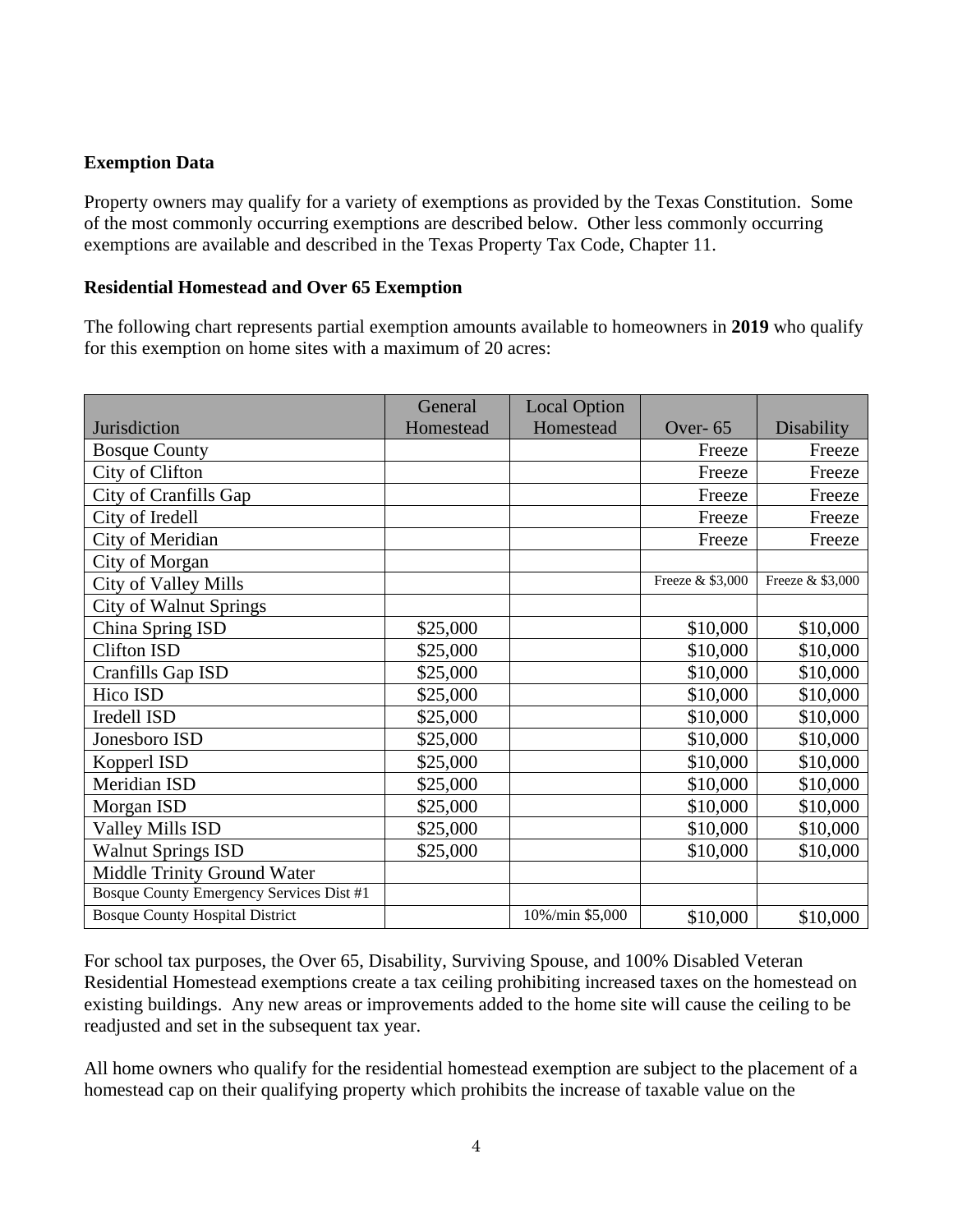**Exemption Data**

Property owners may qualify for a variety of exemptions as provided by the Texas Constitution. Some of the most commonly occurring exemptions are described below. Other less commonly occurring exemptions are available and described in the Texas Property Tax Code, Chapter 11.

**Residential Homestead and Over 65 Exemption**

The following chart represents partial exemption amounts available to homeowners in **2019** who qualify for this exemption on home sites with a maximum of 20 acres:

| Jurisdiction | General Homestead | Local Option Homestead | Over- 65 | Disability |
|---|---|---|---|---|
| Bosque County | | | Freeze | Freeze |
| City of Clifton | | | Freeze | Freeze |
| City of Cranfills Gap | | | Freeze | Freeze |
| City of Iredell | | | Freeze | Freeze |
| City of Meridian | | | Freeze | Freeze |
| City of Morgan | | | | |
| City of Valley Mills | | | Freeze & $3,000 | Freeze & $3,000 |
| City of Walnut Springs | | | | |
| China Spring ISD | $25,000 | | $10,000 | $10,000 |
| Clifton ISD | $25,000 | | $10,000 | $10,000 |
| Cranfills Gap ISD | $25,000 | | $10,000 | $10,000 |
| Hico ISD | $25,000 | | $10,000 | $10,000 |
| Iredell ISD | $25,000 | | $10,000 | $10,000 |
| Jonesboro ISD | $25,000 | | $10,000 | $10,000 |
| Kopperl ISD | $25,000 | | $10,000 | $10,000 |
| Meridian ISD | $25,000 | | $10,000 | $10,000 |
| Morgan ISD | $25,000 | | $10,000 | $10,000 |
| Valley Mills ISD | $25,000 | | $10,000 | $10,000 |
| Walnut Springs ISD | $25,000 | | $10,000 | $10,000 |
| Middle Trinity Ground Water | | | | |
| Bosque County Emergency Services Dist #1 | | | | |
| Bosque County Hospital District | | 10%/min $5,000 | $10,000 | $10,000 |

For school tax purposes, the Over 65, Disability, Surviving Spouse, and 100% Disabled Veteran Residential Homestead exemptions create a tax ceiling prohibiting increased taxes on the homestead on existing buildings. Any new areas or improvements added to the home site will cause the ceiling to be readjusted and set in the subsequent tax year.

All home owners who qualify for the residential homestead exemption are subject to the placement of a homestead cap on their qualifying property which prohibits the increase of taxable value on the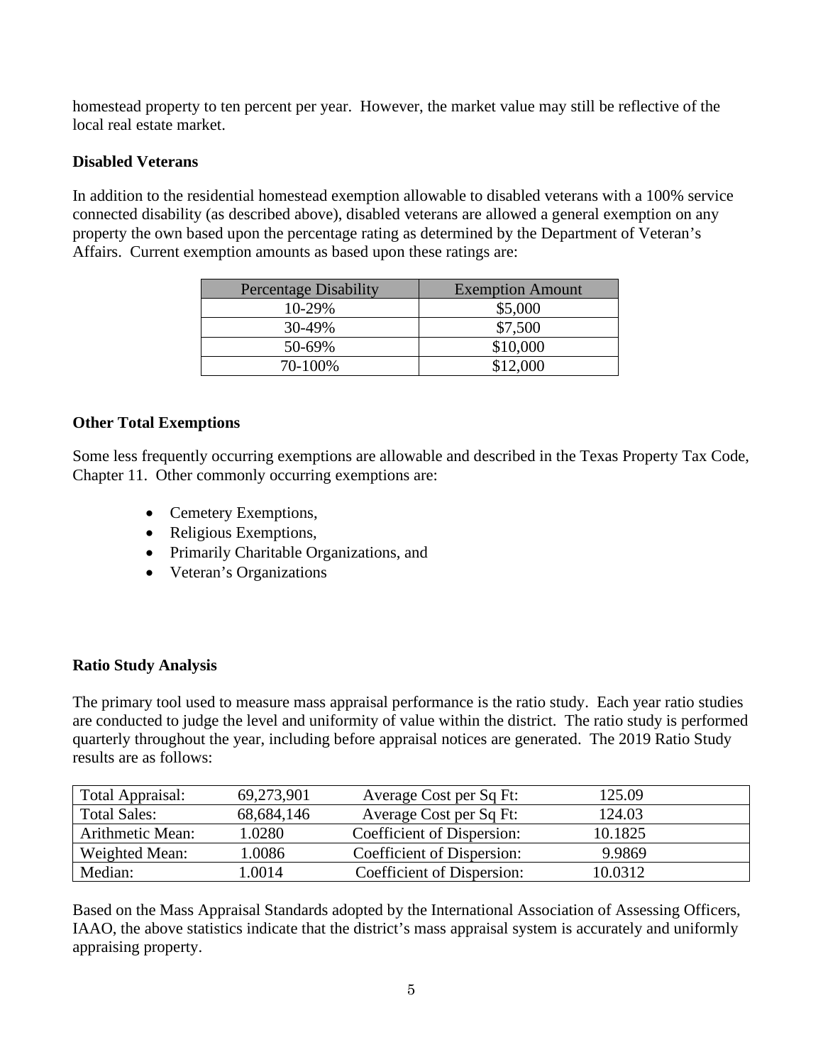homestead property to ten percent per year. However, the market value may still be reflective of the local real estate market.

**Disabled Veterans**

In addition to the residential homestead exemption allowable to disabled veterans with a 100% service connected disability (as described above), disabled veterans are allowed a general exemption on any property the own based upon the percentage rating as determined by the Department of Veteran's Affairs. Current exemption amounts as based upon these ratings are:

| Percentage Disability | Exemption Amount |
|---|---|
| 10-29% | $5,000 |
| 30-49% | $7,500 |
| 50-69% | $10,000 |
| 70-100% | $12,000 |

**Other Total Exemptions**

Some less frequently occurring exemptions are allowable and described in the Texas Property Tax Code, Chapter 11. Other commonly occurring exemptions are:

- Cemetery Exemptions,
- Religious Exemptions,
- Primarily Charitable Organizations, and
- Veteran's Organizations

**Ratio Study Analysis**

The primary tool used to measure mass appraisal performance is the ratio study. Each year ratio studies are conducted to judge the level and uniformity of value within the district. The ratio study is performed quarterly throughout the year, including before appraisal notices are generated. The 2019 Ratio Study results are as follows:

| | | | | |
|---|---|---|---|---|
| Total Appraisal: | 69,273,901 | Average Cost per Sq Ft: | 125.09 | |
| Total Sales: | 68,684,146 | Average Cost per Sq Ft: | 124.03 | |
| Arithmetic Mean: | 1.0280 | Coefficient of Dispersion: | 10.1825 | |
| Weighted Mean: | 1.0086 | Coefficient of Dispersion: | 9.9869 | |
| Median: | 1.0014 | Coefficient of Dispersion: | 10.0312 | |

Based on the Mass Appraisal Standards adopted by the International Association of Assessing Officers, IAAO, the above statistics indicate that the district's mass appraisal system is accurately and uniformly appraising property.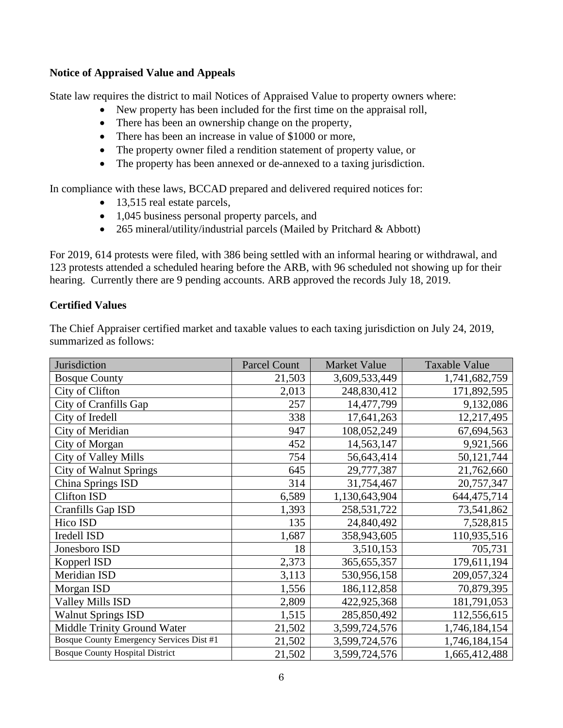**Notice of Appraised Value and Appeals**

State law requires the district to mail Notices of Appraised Value to property owners where:

- New property has been included for the first time on the appraisal roll,
- There has been an ownership change on the property,
- There has been an increase in value of $1000 or more,
- The property owner filed a rendition statement of property value, or
- The property has been annexed or de-annexed to a taxing jurisdiction.

In compliance with these laws, BCCAD prepared and delivered required notices for:

- 13,515 real estate parcels,
- 1,045 business personal property parcels, and
- 265 mineral/utility/industrial parcels (Mailed by Pritchard & Abbott)

For 2019, 614 protests were filed, with 386 being settled with an informal hearing or withdrawal, and 123 protests attended a scheduled hearing before the ARB, with 96 scheduled not showing up for their hearing. Currently there are 9 pending accounts. ARB approved the records July 18, 2019.

**Certified Values**

The Chief Appraiser certified market and taxable values to each taxing jurisdiction on July 24, 2019, summarized as follows:

| Jurisdiction | Parcel Count | Market Value | Taxable Value |
|---|---|---|---|
| Bosque County | 21,503 | 3,609,533,449 | 1,741,682,759 |
| City of Clifton | 2,013 | 248,830,412 | 171,892,595 |
| City of Cranfills Gap | 257 | 14,477,799 | 9,132,086 |
| City of Iredell | 338 | 17,641,263 | 12,217,495 |
| City of Meridian | 947 | 108,052,249 | 67,694,563 |
| City of Morgan | 452 | 14,563,147 | 9,921,566 |
| City of Valley Mills | 754 | 56,643,414 | 50,121,744 |
| City of Walnut Springs | 645 | 29,777,387 | 21,762,660 |
| China Springs ISD | 314 | 31,754,467 | 20,757,347 |
| Clifton ISD | 6,589 | 1,130,643,904 | 644,475,714 |
| Cranfills Gap ISD | 1,393 | 258,531,722 | 73,541,862 |
| Hico ISD | 135 | 24,840,492 | 7,528,815 |
| Iredell ISD | 1,687 | 358,943,605 | 110,935,516 |
| Jonesboro ISD | 18 | 3,510,153 | 705,731 |
| Kopperl ISD | 2,373 | 365,655,357 | 179,611,194 |
| Meridian ISD | 3,113 | 530,956,158 | 209,057,324 |
| Morgan ISD | 1,556 | 186,112,858 | 70,879,395 |
| Valley Mills ISD | 2,809 | 422,925,368 | 181,791,053 |
| Walnut Springs ISD | 1,515 | 285,850,492 | 112,556,615 |
| Middle Trinity Ground Water | 21,502 | 3,599,724,576 | 1,746,184,154 |
| Bosque County Emergency Services Dist #1 | 21,502 | 3,599,724,576 | 1,746,184,154 |
| Bosque County Hospital District | 21,502 | 3,599,724,576 | 1,665,412,488 |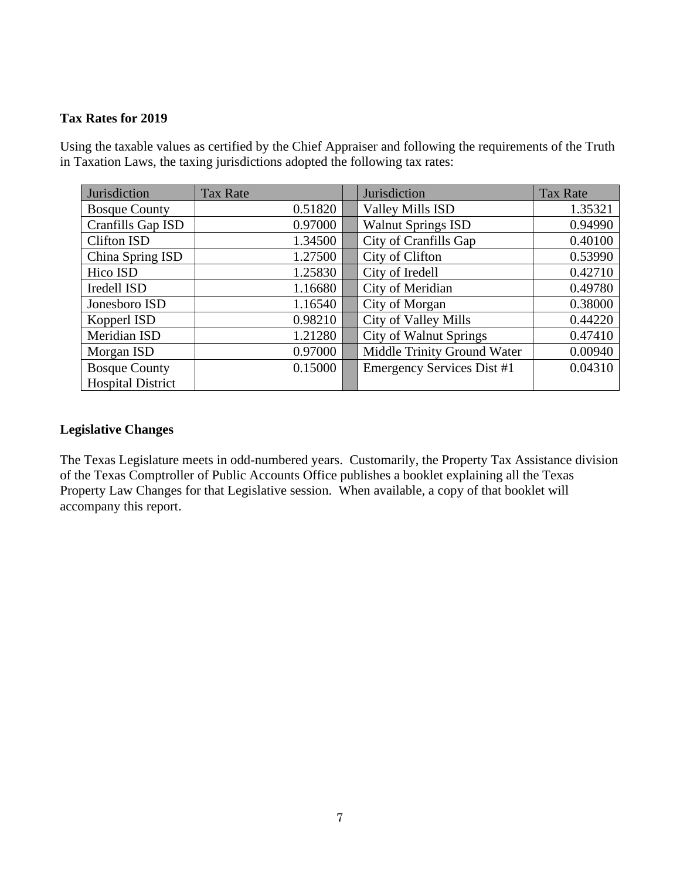**Tax Rates for 2019**

Using the taxable values as certified by the Chief Appraiser and following the requirements of the Truth in Taxation Laws, the taxing jurisdictions adopted the following tax rates:

| Jurisdiction | Tax Rate | | Jurisdiction | Tax Rate |
|---|---|---|---|---|
| Bosque County | 0.51820 | | Valley Mills ISD | 1.35321 |
| Cranfills Gap ISD | 0.97000 | | Walnut Springs ISD | 0.94990 |
| Clifton ISD | 1.34500 | | City of Cranfills Gap | 0.40100 |
| China Spring ISD | 1.27500 | | City of Clifton | 0.53990 |
| Hico ISD | 1.25830 | | City of Iredell | 0.42710 |
| Iredell ISD | 1.16680 | | City of Meridian | 0.49780 |
| Jonesboro ISD | 1.16540 | | City of Morgan | 0.38000 |
| Kopperl ISD | 0.98210 | | City of Valley Mills | 0.44220 |
| Meridian ISD | 1.21280 | | City of Walnut Springs | 0.47410 |
| Morgan ISD | 0.97000 | | Middle Trinity Ground Water | 0.00940 |
| Bosque County Hospital District | 0.15000 | | Emergency Services Dist #1 | 0.04310 |

**Legislative Changes**

The Texas Legislature meets in odd-numbered years. Customarily, the Property Tax Assistance division of the Texas Comptroller of Public Accounts Office publishes a booklet explaining all the Texas Property Law Changes for that Legislative session. When available, a copy of that booklet will accompany this report.